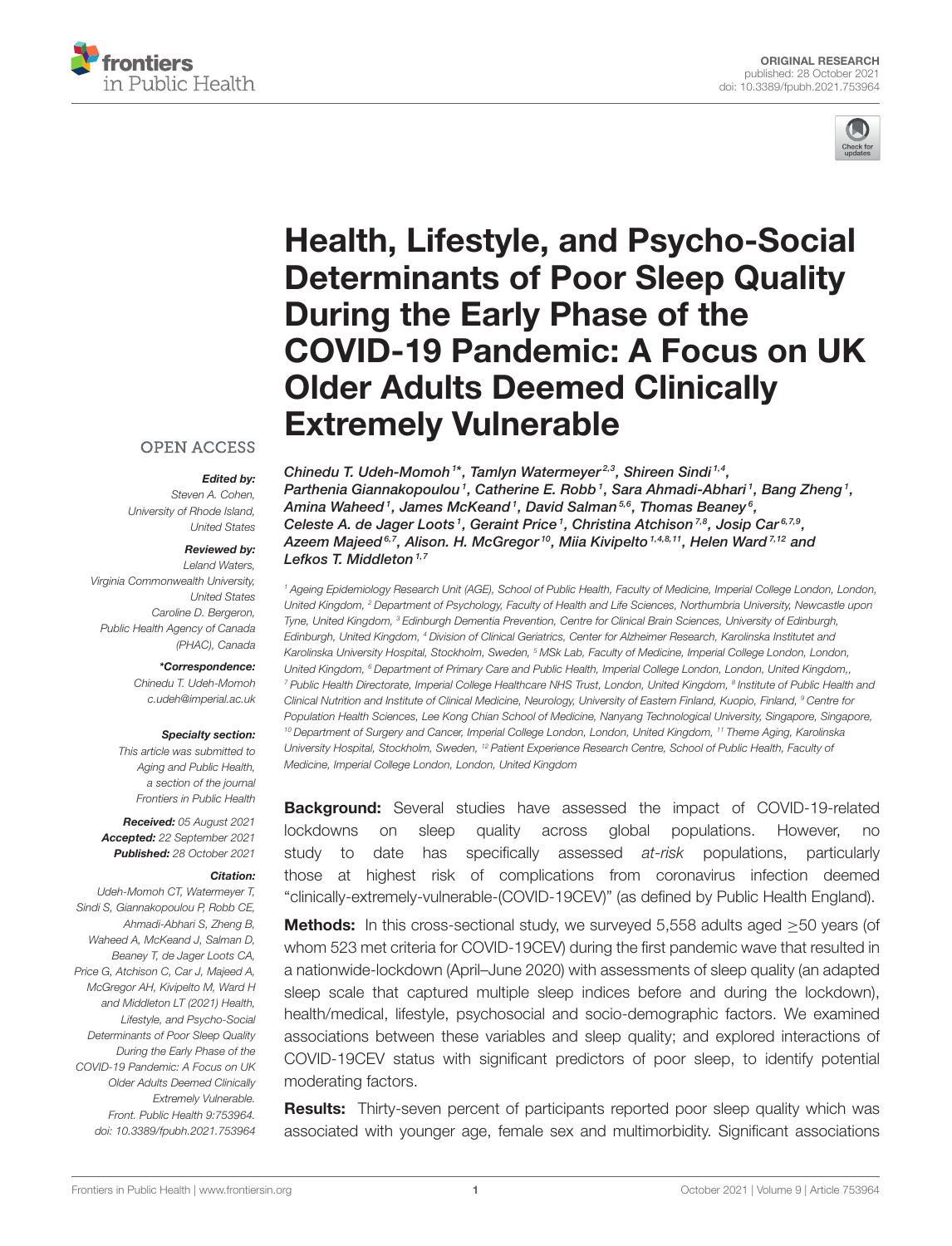ORIGINAL RESEARCH
published: 28 October 2021
doi: 10.3389/fpubh.2021.753964

# Health, Lifestyle, and Psycho-Social Determinants of Poor Sleep Quality During the Early Phase of the COVID-19 Pandemic: A Focus on UK Older Adults Deemed Clinically Extremely Vulnerable

*Chinedu T. Udeh-Momoh[1]\*, Tamlyn Watermeyer[2,3], Shireen Sindi[1,4], Parthenia Giannakopoulou[1], Catherine E. Robb[1], Sara Ahmadi-Abhari[1], Bang Zheng[1], Amina Waheed[1], James McKeand[1], David Salman[5,6], Thomas Beaney[6], Celeste A. de Jager Loots[1], Geraint Price[1], Christina Atchison[7,8], Josip Car[6,7,9], Azeem Majeed[6,7], Alison. H. McGregor[10], Miia Kivipelto[1,4,8,11], Helen Ward[7,12] and Lefkos T. Middleton[1,7]*

[1] Ageing Epidemiology Research Unit (AGE), School of Public Health, Faculty of Medicine, Imperial College London, London, United Kingdom, [2] Department of Psychology, Faculty of Health and Life Sciences, Northumbria University, Newcastle upon Tyne, United Kingdom, [3] Edinburgh Dementia Prevention, Centre for Clinical Brain Sciences, University of Edinburgh, Edinburgh, United Kingdom, [4] Division of Clinical Geriatrics, Center for Alzheimer Research, Karolinska Institutet and Karolinska University Hospital, Stockholm, Sweden, [5] MSk Lab, Faculty of Medicine, Imperial College London, London, United Kingdom, [6] Department of Primary Care and Public Health, Imperial College London, London, United Kingdom,, [7] Public Health Directorate, Imperial College Healthcare NHS Trust, London, United Kingdom, [8] Institute of Public Health and Clinical Nutrition and Institute of Clinical Medicine, Neurology, University of Eastern Finland, Kuopio, Finland, [9] Centre for Population Health Sciences, Lee Kong Chian School of Medicine, Nanyang Technological University, Singapore, Singapore, [10] Department of Surgery and Cancer, Imperial College London, London, United Kingdom, [11] Theme Aging, Karolinska University Hospital, Stockholm, Sweden, [12] Patient Experience Research Centre, School of Public Health, Faculty of Medicine, Imperial College London, London, United Kingdom

OPEN ACCESS

**Edited by:**
Steven A. Cohen,
University of Rhode Island,
United States

**Reviewed by:**
Leland Waters,
Virginia Commonwealth University,
United States
Caroline D. Bergeron,
Public Health Agency of Canada
(PHAC), Canada

**\*Correspondence:**
Chinedu T. Udeh-Momoh
c.udeh@imperial.ac.uk

**Specialty section:**
This article was submitted to
Aging and Public Health,
a section of the journal
Frontiers in Public Health

**Received:** 05 August 2021
**Accepted:** 22 September 2021
**Published:** 28 October 2021

**Citation:**
Udeh-Momoh CT, Watermeyer T, Sindi S, Giannakopoulou P, Robb CE, Ahmadi-Abhari S, Zheng B, Waheed A, McKeand J, Salman D, Beaney T, de Jager Loots CA, Price G, Atchison C, Car J, Majeed A, McGregor AH, Kivipelto M, Ward H and Middleton LT (2021) Health, Lifestyle, and Psycho-Social Determinants of Poor Sleep Quality During the Early Phase of the COVID-19 Pandemic: A Focus on UK Older Adults Deemed Clinically Extremely Vulnerable. Front. Public Health 9:753964. doi: 10.3389/fpubh.2021.753964

**Background:** Several studies have assessed the impact of COVID-19-related lockdowns on sleep quality across global populations. However, no study to date has specifically assessed *at-risk* populations, particularly those at highest risk of complications from coronavirus infection deemed "clinically-extremely-vulnerable-(COVID-19CEV)" (as defined by Public Health England).

**Methods:** In this cross-sectional study, we surveyed 5,558 adults aged ≥50 years (of whom 523 met criteria for COVID-19CEV) during the first pandemic wave that resulted in a nationwide-lockdown (April–June 2020) with assessments of sleep quality (an adapted sleep scale that captured multiple sleep indices before and during the lockdown), health/medical, lifestyle, psychosocial and socio-demographic factors. We examined associations between these variables and sleep quality; and explored interactions of COVID-19CEV status with significant predictors of poor sleep, to identify potential moderating factors.

**Results:** Thirty-seven percent of participants reported poor sleep quality which was associated with younger age, female sex and multimorbidity. Significant associations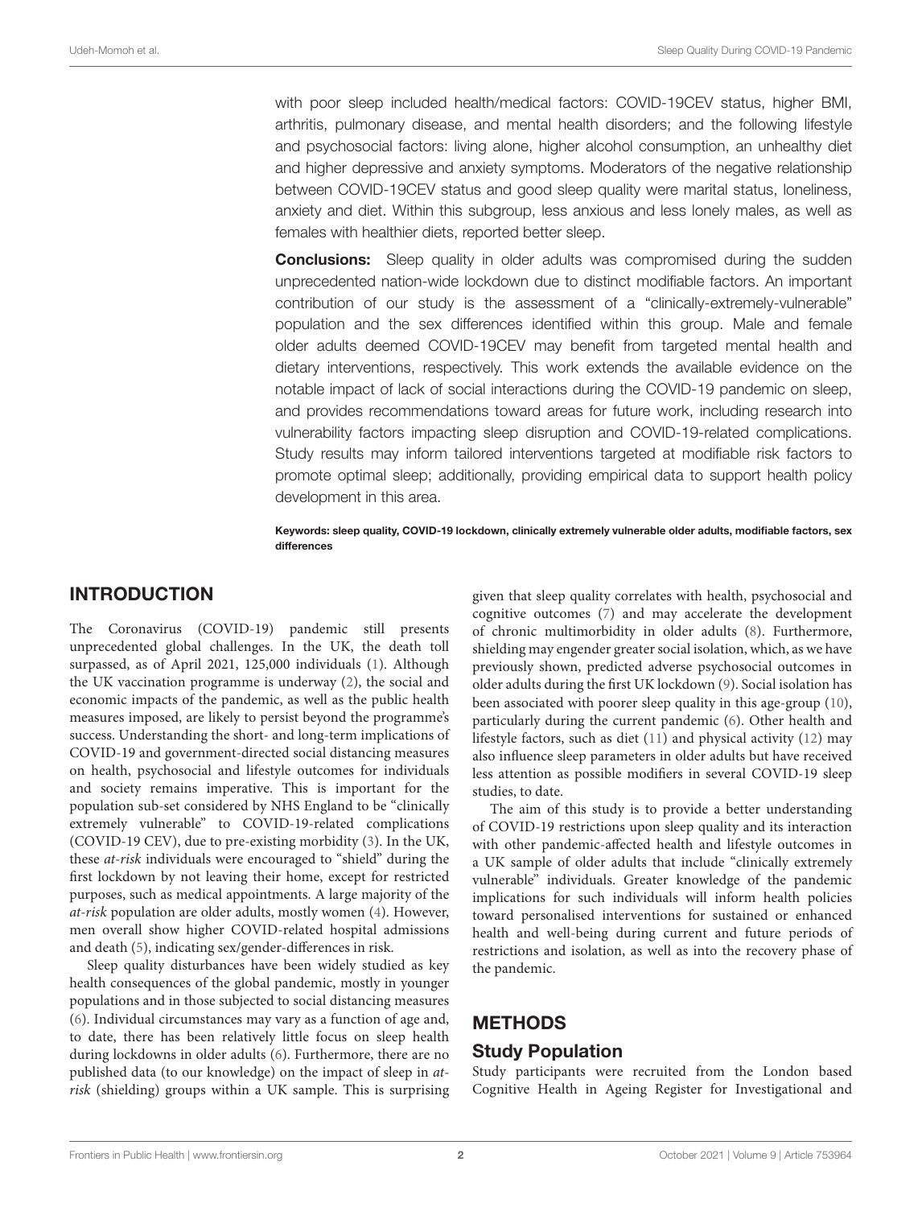with poor sleep included health/medical factors: COVID-19CEV status, higher BMI, arthritis, pulmonary disease, and mental health disorders; and the following lifestyle and psychosocial factors: living alone, higher alcohol consumption, an unhealthy diet and higher depressive and anxiety symptoms. Moderators of the negative relationship between COVID-19CEV status and good sleep quality were marital status, loneliness, anxiety and diet. Within this subgroup, less anxious and less lonely males, as well as females with healthier diets, reported better sleep.

**Conclusions:** Sleep quality in older adults was compromised during the sudden unprecedented nation-wide lockdown due to distinct modifiable factors. An important contribution of our study is the assessment of a "clinically-extremely-vulnerable" population and the sex differences identified within this group. Male and female older adults deemed COVID-19CEV may benefit from targeted mental health and dietary interventions, respectively. This work extends the available evidence on the notable impact of lack of social interactions during the COVID-19 pandemic on sleep, and provides recommendations toward areas for future work, including research into vulnerability factors impacting sleep disruption and COVID-19-related complications. Study results may inform tailored interventions targeted at modifiable risk factors to promote optimal sleep; additionally, providing empirical data to support health policy development in this area.

**Keywords: sleep quality, COVID-19 lockdown, clinically extremely vulnerable older adults, modifiable factors, sex differences**

## INTRODUCTION

The Coronavirus (COVID-19) pandemic still presents unprecedented global challenges. In the UK, the death toll surpassed, as of April 2021, 125,000 individuals (1). Although the UK vaccination programme is underway (2), the social and economic impacts of the pandemic, as well as the public health measures imposed, are likely to persist beyond the programme's success. Understanding the short- and long-term implications of COVID-19 and government-directed social distancing measures on health, psychosocial and lifestyle outcomes for individuals and society remains imperative. This is important for the population sub-set considered by NHS England to be "clinically extremely vulnerable" to COVID-19-related complications (COVID-19 CEV), due to pre-existing morbidity (3). In the UK, these *at-risk* individuals were encouraged to "shield" during the first lockdown by not leaving their home, except for restricted purposes, such as medical appointments. A large majority of the *at-risk* population are older adults, mostly women (4). However, men overall show higher COVID-related hospital admissions and death (5), indicating sex/gender-differences in risk.

Sleep quality disturbances have been widely studied as key health consequences of the global pandemic, mostly in younger populations and in those subjected to social distancing measures (6). Individual circumstances may vary as a function of age and, to date, there has been relatively little focus on sleep health during lockdowns in older adults (6). Furthermore, there are no published data (to our knowledge) on the impact of sleep in *at-risk* (shielding) groups within a UK sample. This is surprising given that sleep quality correlates with health, psychosocial and cognitive outcomes (7) and may accelerate the development of chronic multimorbidity in older adults (8). Furthermore, shielding may engender greater social isolation, which, as we have previously shown, predicted adverse psychosocial outcomes in older adults during the first UK lockdown (9). Social isolation has been associated with poorer sleep quality in this age-group (10), particularly during the current pandemic (6). Other health and lifestyle factors, such as diet (11) and physical activity (12) may also influence sleep parameters in older adults but have received less attention as possible modifiers in several COVID-19 sleep studies, to date.

The aim of this study is to provide a better understanding of COVID-19 restrictions upon sleep quality and its interaction with other pandemic-affected health and lifestyle outcomes in a UK sample of older adults that include "clinically extremely vulnerable" individuals. Greater knowledge of the pandemic implications for such individuals will inform health policies toward personalised interventions for sustained or enhanced health and well-being during current and future periods of restrictions and isolation, as well as into the recovery phase of the pandemic.

## METHODS

### Study Population

Study participants were recruited from the London based Cognitive Health in Ageing Register for Investigational and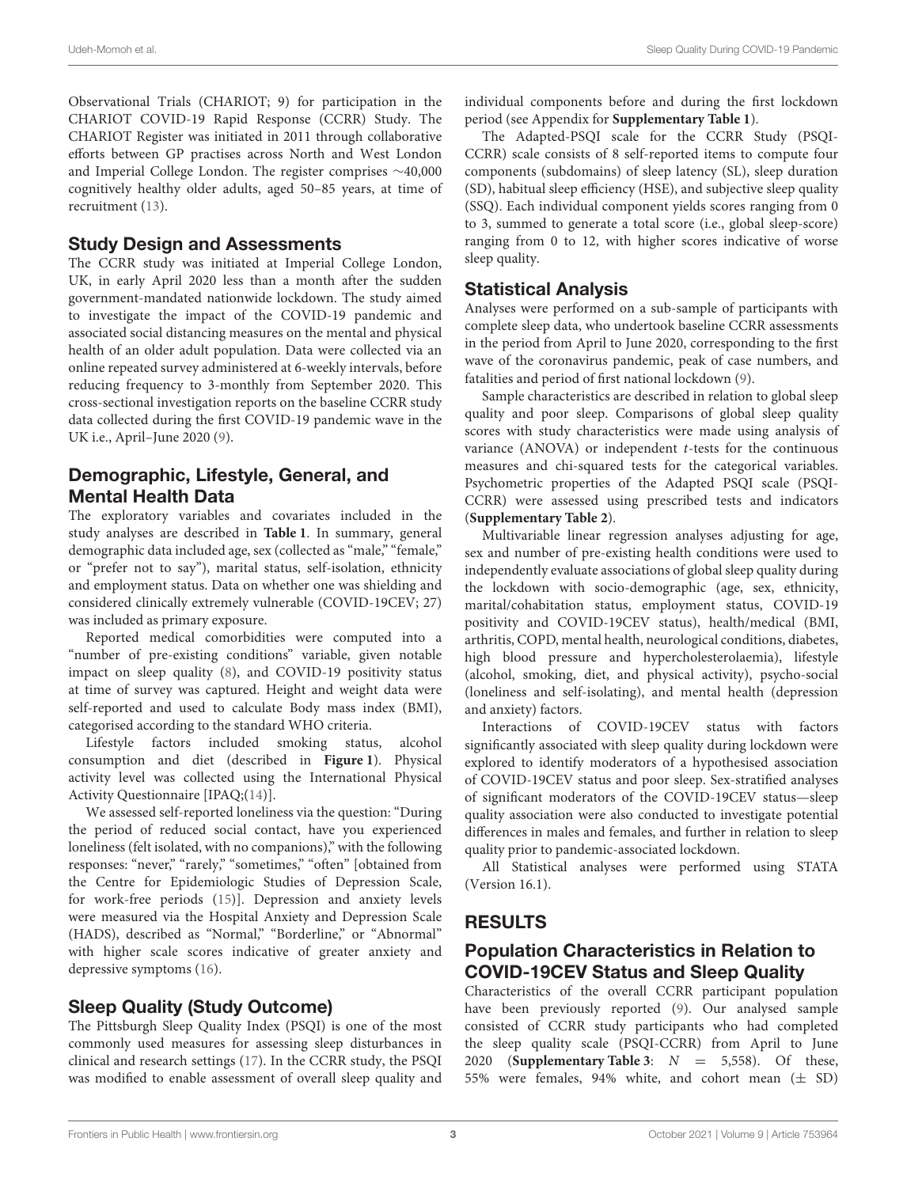Observational Trials (CHARIOT; 9) for participation in the CHARIOT COVID-19 Rapid Response (CCRR) Study. The CHARIOT Register was initiated in 2011 through collaborative efforts between GP practises across North and West London and Imperial College London. The register comprises ∼40,000 cognitively healthy older adults, aged 50–85 years, at time of recruitment (13).

## Study Design and Assessments

The CCRR study was initiated at Imperial College London, UK, in early April 2020 less than a month after the sudden government-mandated nationwide lockdown. The study aimed to investigate the impact of the COVID-19 pandemic and associated social distancing measures on the mental and physical health of an older adult population. Data were collected via an online repeated survey administered at 6-weekly intervals, before reducing frequency to 3-monthly from September 2020. This cross-sectional investigation reports on the baseline CCRR study data collected during the first COVID-19 pandemic wave in the UK i.e., April–June 2020 (9).

## Demographic, Lifestyle, General, and Mental Health Data

The exploratory variables and covariates included in the study analyses are described in **Table 1**. In summary, general demographic data included age, sex (collected as "male," "female," or "prefer not to say"), marital status, self-isolation, ethnicity and employment status. Data on whether one was shielding and considered clinically extremely vulnerable (COVID-19CEV; 27) was included as primary exposure.

Reported medical comorbidities were computed into a "number of pre-existing conditions" variable, given notable impact on sleep quality (8), and COVID-19 positivity status at time of survey was captured. Height and weight data were self-reported and used to calculate Body mass index (BMI), categorised according to the standard WHO criteria.

Lifestyle factors included smoking status, alcohol consumption and diet (described in **Figure 1**). Physical activity level was collected using the International Physical Activity Questionnaire [IPAQ;(14)].

We assessed self-reported loneliness via the question: "During the period of reduced social contact, have you experienced loneliness (felt isolated, with no companions)," with the following responses: "never," "rarely," "sometimes," "often" [obtained from the Centre for Epidemiologic Studies of Depression Scale, for work-free periods (15)]. Depression and anxiety levels were measured via the Hospital Anxiety and Depression Scale (HADS), described as "Normal," "Borderline," or "Abnormal" with higher scale scores indicative of greater anxiety and depressive symptoms (16).

## Sleep Quality (Study Outcome)

The Pittsburgh Sleep Quality Index (PSQI) is one of the most commonly used measures for assessing sleep disturbances in clinical and research settings (17). In the CCRR study, the PSQI was modified to enable assessment of overall sleep quality and individual components before and during the first lockdown period (see Appendix for **Supplementary Table 1**).

The Adapted-PSQI scale for the CCRR Study (PSQI-CCRR) scale consists of 8 self-reported items to compute four components (subdomains) of sleep latency (SL), sleep duration (SD), habitual sleep efficiency (HSE), and subjective sleep quality (SSQ). Each individual component yields scores ranging from 0 to 3, summed to generate a total score (i.e., global sleep-score) ranging from 0 to 12, with higher scores indicative of worse sleep quality.

## Statistical Analysis

Analyses were performed on a sub-sample of participants with complete sleep data, who undertook baseline CCRR assessments in the period from April to June 2020, corresponding to the first wave of the coronavirus pandemic, peak of case numbers, and fatalities and period of first national lockdown (9).

Sample characteristics are described in relation to global sleep quality and poor sleep. Comparisons of global sleep quality scores with study characteristics were made using analysis of variance (ANOVA) or independent *t*-tests for the continuous measures and chi-squared tests for the categorical variables. Psychometric properties of the Adapted PSQI scale (PSQI-CCRR) were assessed using prescribed tests and indicators (**Supplementary Table 2**).

Multivariable linear regression analyses adjusting for age, sex and number of pre-existing health conditions were used to independently evaluate associations of global sleep quality during the lockdown with socio-demographic (age, sex, ethnicity, marital/cohabitation status, employment status, COVID-19 positivity and COVID-19CEV status), health/medical (BMI, arthritis, COPD, mental health, neurological conditions, diabetes, high blood pressure and hypercholesterolaemia), lifestyle (alcohol, smoking, diet, and physical activity), psycho-social (loneliness and self-isolating), and mental health (depression and anxiety) factors.

Interactions of COVID-19CEV status with factors significantly associated with sleep quality during lockdown were explored to identify moderators of a hypothesised association of COVID-19CEV status and poor sleep. Sex-stratified analyses of significant moderators of the COVID-19CEV status—sleep quality association were also conducted to investigate potential differences in males and females, and further in relation to sleep quality prior to pandemic-associated lockdown.

All Statistical analyses were performed using STATA (Version 16.1).

# RESULTS

## Population Characteristics in Relation to COVID-19CEV Status and Sleep Quality

Characteristics of the overall CCRR participant population have been previously reported (9). Our analysed sample consisted of CCRR study participants who had completed the sleep quality scale (PSQI-CCRR) from April to June 2020 (**Supplementary Table 3**: $N = 5,558$). Of these, 55% were females, 94% white, and cohort mean ($\pm$ SD)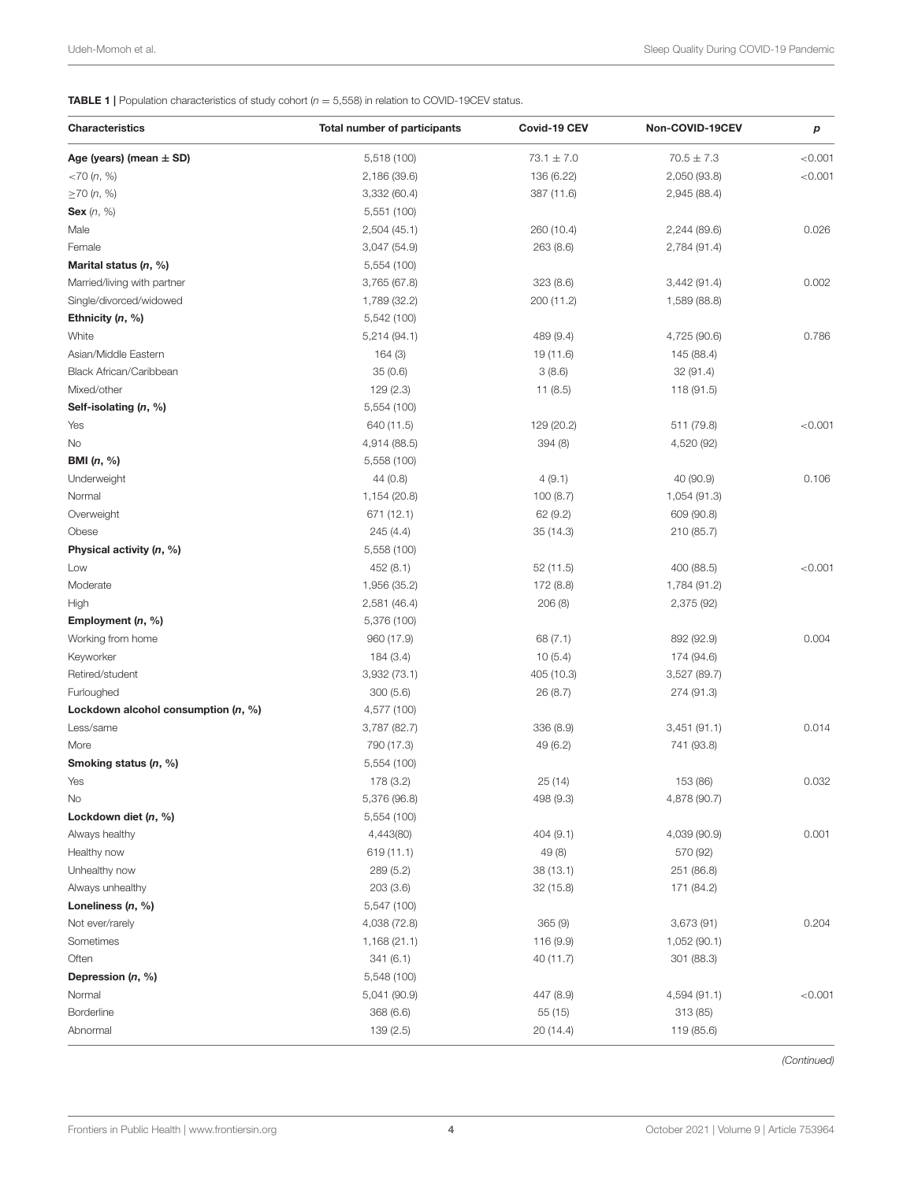**TABLE 1 |** Population characteristics of study cohort ($n = 5,558$) in relation to COVID-19CEV status.

| Characteristics | Total number of participants | Covid-19 CEV | Non-COVID-19CEV | *p* |
|---|---|---|---|---|
| **Age (years) (mean ± SD)** | 5,518 (100) | 73.1 ± 7.0 | 70.5 ± 7.3 | <0.001 |
| <70 (*n*, %) | 2,186 (39.6) | 136 (6.22) | 2,050 (93.8) | <0.001 |
| ≥70 (*n*, %) | 3,332 (60.4) | 387 (11.6) | 2,945 (88.4) | |
| **Sex** (*n*, %) | 5,551 (100) | | | |
| Male | 2,504 (45.1) | 260 (10.4) | 2,244 (89.6) | 0.026 |
| Female | 3,047 (54.9) | 263 (8.6) | 2,784 (91.4) | |
| **Marital status (*n*, %)** | 5,554 (100) | | | |
| Married/living with partner | 3,765 (67.8) | 323 (8.6) | 3,442 (91.4) | 0.002 |
| Single/divorced/widowed | 1,789 (32.2) | 200 (11.2) | 1,589 (88.8) | |
| **Ethnicity (*n*, %)** | 5,542 (100) | | | |
| White | 5,214 (94.1) | 489 (9.4) | 4,725 (90.6) | 0.786 |
| Asian/Middle Eastern | 164 (3) | 19 (11.6) | 145 (88.4) | |
| Black African/Caribbean | 35 (0.6) | 3 (8.6) | 32 (91.4) | |
| Mixed/other | 129 (2.3) | 11 (8.5) | 118 (91.5) | |
| **Self-isolating (*n*, %)** | 5,554 (100) | | | |
| Yes | 640 (11.5) | 129 (20.2) | 511 (79.8) | <0.001 |
| No | 4,914 (88.5) | 394 (8) | 4,520 (92) | |
| **BMI (*n*, %)** | 5,558 (100) | | | |
| Underweight | 44 (0.8) | 4 (9.1) | 40 (90.9) | 0.106 |
| Normal | 1,154 (20.8) | 100 (8.7) | 1,054 (91.3) | |
| Overweight | 671 (12.1) | 62 (9.2) | 609 (90.8) | |
| Obese | 245 (4.4) | 35 (14.3) | 210 (85.7) | |
| **Physical activity (*n*, %)** | 5,558 (100) | | | |
| Low | 452 (8.1) | 52 (11.5) | 400 (88.5) | <0.001 |
| Moderate | 1,956 (35.2) | 172 (8.8) | 1,784 (91.2) | |
| High | 2,581 (46.4) | 206 (8) | 2,375 (92) | |
| **Employment (*n*, %)** | 5,376 (100) | | | |
| Working from home | 960 (17.9) | 68 (7.1) | 892 (92.9) | 0.004 |
| Keyworker | 184 (3.4) | 10 (5.4) | 174 (94.6) | |
| Retired/student | 3,932 (73.1) | 405 (10.3) | 3,527 (89.7) | |
| Furloughed | 300 (5.6) | 26 (8.7) | 274 (91.3) | |
| **Lockdown alcohol consumption (*n*, %)** | 4,577 (100) | | | |
| Less/same | 3,787 (82.7) | 336 (8.9) | 3,451 (91.1) | 0.014 |
| More | 790 (17.3) | 49 (6.2) | 741 (93.8) | |
| **Smoking status (*n*, %)** | 5,554 (100) | | | |
| Yes | 178 (3.2) | 25 (14) | 153 (86) | 0.032 |
| No | 5,376 (96.8) | 498 (9.3) | 4,878 (90.7) | |
| **Lockdown diet (*n*, %)** | 5,554 (100) | | | |
| Always healthy | 4,443(80) | 404 (9.1) | 4,039 (90.9) | 0.001 |
| Healthy now | 619 (11.1) | 49 (8) | 570 (92) | |
| Unhealthy now | 289 (5.2) | 38 (13.1) | 251 (86.8) | |
| Always unhealthy | 203 (3.6) | 32 (15.8) | 171 (84.2) | |
| **Loneliness (*n*, %)** | 5,547 (100) | | | |
| Not ever/rarely | 4,038 (72.8) | 365 (9) | 3,673 (91) | 0.204 |
| Sometimes | 1,168 (21.1) | 116 (9.9) | 1,052 (90.1) | |
| Often | 341 (6.1) | 40 (11.7) | 301 (88.3) | |
| **Depression (*n*, %)** | 5,548 (100) | | | |
| Normal | 5,041 (90.9) | 447 (8.9) | 4,594 (91.1) | <0.001 |
| Borderline | 368 (6.6) | 55 (15) | 313 (85) | |
| Abnormal | 139 (2.5) | 20 (14.4) | 119 (85.6) | |

*(Continued)*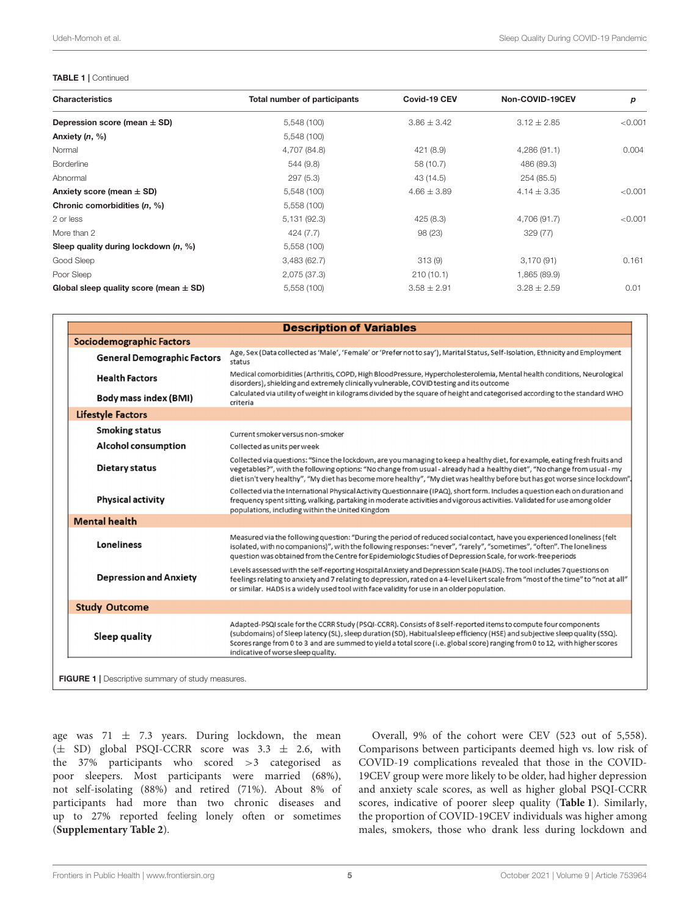**TABLE 1** | Continued

| Characteristics | Total number of participants | Covid-19 CEV | Non-COVID-19CEV | *p* |
|---|---|---|---|---|
| **Depression score (mean ± SD)** | 5,548 (100) | 3.86 ± 3.42 | 3.12 ± 2.85 | <0.001 |
| **Anxiety (*n*, %)** | 5,548 (100) | | | |
| Normal | 4,707 (84.8) | 421 (8.9) | 4,286 (91.1) | 0.004 |
| Borderline | 544 (9.8) | 58 (10.7) | 486 (89.3) | |
| Abnormal | 297 (5.3) | 43 (14.5) | 254 (85.5) | |
| **Anxiety score (mean ± SD)** | 5,548 (100) | 4.66 ± 3.89 | 4.14 ± 3.35 | <0.001 |
| **Chronic comorbidities (*n*, %)** | 5,558 (100) | | | |
| 2 or less | 5,131 (92.3) | 425 (8.3) | 4,706 (91.7) | <0.001 |
| More than 2 | 424 (7.7) | 98 (23) | 329 (77) | |
| **Sleep quality during lockdown (*n*, %)** | 5,558 (100) | | | |
| Good Sleep | 3,483 (62.7) | 313 (9) | 3,170 (91) | 0.161 |
| Poor Sleep | 2,075 (37.3) | 210 (10.1) | 1,865 (89.9) | |
| **Global sleep quality score (mean ± SD)** | 5,558 (100) | 3.58 ± 2.91 | 3.28 ± 2.59 | 0.01 |

| **Description of Variables** | |
|---|---|
| **Sociodemographic Factors** | |
| **General Demographic Factors** | Age, Sex (Data collected as 'Male', 'Female' or 'Prefer not to say'), Marital Status, Self-Isolation, Ethnicity and Employment status |
| **Health Factors** | Medical comorbidities (Arthritis, COPD, High BloodPressure, Hypercholesterolemia, Mental health conditions, Neurological disorders), shielding and extremely clinically vulnerable, COVID testing and its outcome |
| **Body mass index (BMI)** | Calculated via utility of weight in kilograms divided by the square of height and categorised according to the standard WHO criteria |
| **Lifestyle Factors** | |
| **Smoking status** | Current smoker versus non-smoker |
| **Alcohol consumption** | Collected as units per week |
| **Dietary status** | Collected via questions: "Since the lockdown, are you managing to keep a healthy diet, for example, eating fresh fruits and vegetables?", with the following options: "No change from usual - already had a healthy diet", "No change from usual - my diet isn't very healthy", "My diet has become more healthy", "My diet was healthy before but has got worse since lockdown". |
| **Physical activity** | Collected via the International Physical Activity Questionnaire (IPAQ), short form. Includes a question each on duration and frequency spent sitting, walking, partaking in moderate activities and vigorous activities. Validated for use among older populations, including within the United Kingdom |
| **Mental health** | |
| **Loneliness** | Measured via the following question: "During the period of reduced social contact, have you experienced loneliness (felt isolated, with no companions)", with the following responses: "never", "rarely", "sometimes", "often". The loneliness question was obtained from the Centre for Epidemiologic Studies of Depression Scale, for work-free periods |
| **Depression and Anxiety** | Levels assessed with the self-reporting Hospital Anxiety and Depression Scale (HADS). The tool includes 7 questions on feelings relating to anxiety and 7 relating to depression, rated on a 4-level Likert scale from "most of the time" to "not at all" or similar. HADS is a widely used tool with face validity for use in an older population. |
| **Study Outcome** | |
| **Sleep quality** | Adapted-PSQI scale for the CCRR Study (PSQI-CCRR). Consists of 8 self-reported items to compute four components (subdomains) of Sleep latency (SL), sleep duration (SD), Habitual sleep efficiency (HSE) and subjective sleep quality (SSQ). Scores range from 0 to 3 and are summed to yield a total score (i.e. global score) ranging from 0 to 12, with higher scores indicative of worse sleep quality. |

**FIGURE 1** | Descriptive summary of study measures.

age was 71 ± 7.3 years. During lockdown, the mean (± SD) global PSQI-CCRR score was 3.3 ± 2.6, with the 37% participants who scored >3 categorised as poor sleepers. Most participants were married (68%), not self-isolating (88%) and retired (71%). About 8% of participants had more than two chronic diseases and up to 27% reported feeling lonely often or sometimes (**Supplementary Table 2**).

Overall, 9% of the cohort were CEV (523 out of 5,558). Comparisons between participants deemed high vs. low risk of COVID-19 complications revealed that those in the COVID-19CEV group were more likely to be older, had higher depression and anxiety scale scores, as well as higher global PSQI-CCRR scores, indicative of poorer sleep quality (**Table 1**). Similarly, the proportion of COVID-19CEV individuals was higher among males, smokers, those who drank less during lockdown and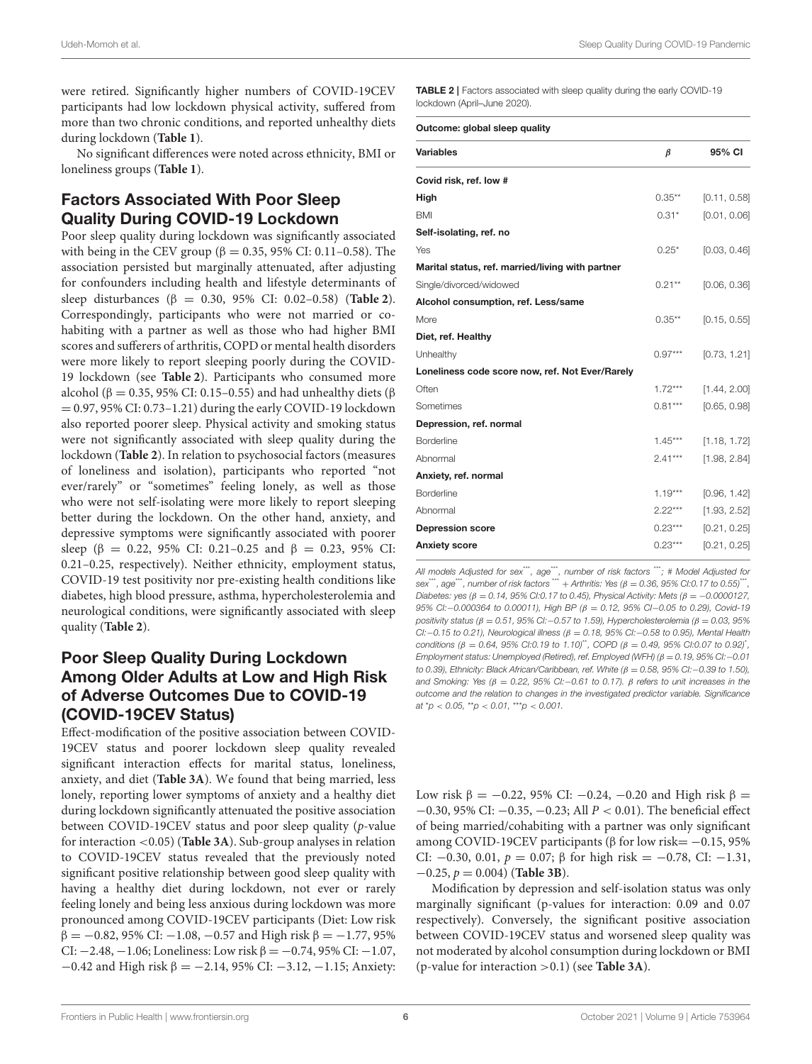were retired. Significantly higher numbers of COVID-19CEV participants had low lockdown physical activity, suffered from more than two chronic conditions, and reported unhealthy diets during lockdown (**Table 1**).

No significant differences were noted across ethnicity, BMI or loneliness groups (**Table 1**).

## Factors Associated With Poor Sleep Quality During COVID-19 Lockdown

Poor sleep quality during lockdown was significantly associated with being in the CEV group (β = 0.35, 95% CI: 0.11–0.58). The association persisted but marginally attenuated, after adjusting for confounders including health and lifestyle determinants of sleep disturbances (β = 0.30, 95% CI: 0.02–0.58) (**Table 2**). Correspondingly, participants who were not married or co-habiting with a partner as well as those who had higher BMI scores and sufferers of arthritis, COPD or mental health disorders were more likely to report sleeping poorly during the COVID-19 lockdown (see **Table 2**). Participants who consumed more alcohol (β = 0.35, 95% CI: 0.15–0.55) and had unhealthy diets (β = 0.97, 95% CI: 0.73–1.21) during the early COVID-19 lockdown also reported poorer sleep. Physical activity and smoking status were not significantly associated with sleep quality during the lockdown (**Table 2**). In relation to psychosocial factors (measures of loneliness and isolation), participants who reported "not ever/rarely" or "sometimes" feeling lonely, as well as those who were not self-isolating were more likely to report sleeping better during the lockdown. On the other hand, anxiety, and depressive symptoms were significantly associated with poorer sleep (β = 0.22, 95% CI: 0.21–0.25 and β = 0.23, 95% CI: 0.21–0.25, respectively). Neither ethnicity, employment status, COVID-19 test positivity nor pre-existing health conditions like diabetes, high blood pressure, asthma, hypercholesterolemia and neurological conditions, were significantly associated with sleep quality (**Table 2**).

**TABLE 2** | Factors associated with sleep quality during the early COVID-19 lockdown (April–June 2020).

| Outcome: global sleep quality | | |
|---|---|---|
| **Variables** | **β** | **95% CI** |
| **Covid risk, ref. low #** | | |
| **High** | 0.35** | [0.11, 0.58] |
| BMI | 0.31* | [0.01, 0.06] |
| **Self-isolating, ref. no** | | |
| Yes | 0.25* | [0.03, 0.46] |
| **Marital status, ref. married/living with partner** | | |
| Single/divorced/widowed | 0.21** | [0.06, 0.36] |
| **Alcohol consumption, ref. Less/same** | | |
| More | 0.35** | [0.15, 0.55] |
| **Diet, ref. Healthy** | | |
| Unhealthy | 0.97*** | [0.73, 1.21] |
| **Loneliness code score now, ref. Not Ever/Rarely** | | |
| Often | 1.72*** | [1.44, 2.00] |
| Sometimes | 0.81*** | [0.65, 0.98] |
| **Depression, ref. normal** | | |
| Borderline | 1.45*** | [1.18, 1.72] |
| Abnormal | 2.41*** | [1.98, 2.84] |
| **Anxiety, ref. normal** | | |
| Borderline | 1.19*** | [0.96, 1.42] |
| Abnormal | 2.22*** | [1.93, 2.52] |
| **Depression score** | 0.23*** | [0.21, 0.25] |
| **Anxiety score** | 0.23*** | [0.21, 0.25] |

*All models Adjusted for sex\*\*\*, age\*\*\*, number of risk factors \*\*\*; # Model Adjusted for sex\*\*\*, age\*\*\*, number of risk factors \*\*\* + Arthritis: Yes (β = 0.36, 95% CI:0.17 to 0.55)\*\*\*, Diabetes: yes (β = 0.14, 95% CI:0.17 to 0.45), Physical Activity: Mets (β = −0.0000127, 95% CI:−0.000364 to 0.00011), High BP (β = 0.12, 95% CI−0.05 to 0.29), Covid-19 positivity status (β = 0.51, 95% CI:−0.57 to 1.59), Hypercholesterolemia (β = 0.03, 95% CI:−0.15 to 0.21), Neurological illness (β = 0.18, 95% CI:−0.58 to 0.95), Mental Health conditions (β = 0.64, 95% CI:0.19 to 1.10)\*\*, COPD (β = 0.49, 95% CI:0.07 to 0.92)\*, Employment status: Unemployed (Retired), ref. Employed (WFH) (β = 0.19, 95% CI:−0.01 to 0.39), Ethnicity: Black African/Caribbean, ref. White (β = 0.58, 95% CI:−0.39 to 1.50), and Smoking: Yes (β = 0.22, 95% CI:−0.61 to 0.17). β refers to unit increases in the outcome and the relation to changes in the investigated predictor variable. Significance at \*p < 0.05, \*\*p < 0.01, \*\*\*p < 0.001.*

## Poor Sleep Quality During Lockdown Among Older Adults at Low and High Risk of Adverse Outcomes Due to COVID-19 (COVID-19CEV Status)

Effect-modification of the positive association between COVID-19CEV status and poorer lockdown sleep quality revealed significant interaction effects for marital status, loneliness, anxiety, and diet (**Table 3A**). We found that being married, less lonely, reporting lower symptoms of anxiety and a healthy diet during lockdown significantly attenuated the positive association between COVID-19CEV status and poor sleep quality ($p$-value for interaction <0.05) (**Table 3A**). Sub-group analyses in relation to COVID-19CEV status revealed that the previously noted significant positive relationship between good sleep quality with having a healthy diet during lockdown, not ever or rarely feeling lonely and being less anxious during lockdown was more pronounced among COVID-19CEV participants (Diet: Low risk β = −0.82, 95% CI: −1.08, −0.57 and High risk β = −1.77, 95% CI: −2.48, −1.06; Loneliness: Low risk β = −0.74, 95% CI: −1.07, −0.42 and High risk β = −2.14, 95% CI: −3.12, −1.15; Anxiety: Low risk β = −0.22, 95% CI: −0.24, −0.20 and High risk β = −0.30, 95% CI: −0.35, −0.23; All $P < 0.01$). The beneficial effect of being married/cohabiting with a partner was only significant among COVID-19CEV participants (β for low risk= −0.15, 95% CI: −0.30, 0.01, $p = 0.07$; β for high risk = −0.78, CI: −1.31, −0.25, $p = 0.004$) (**Table 3B**).

Modification by depression and self-isolation status was only marginally significant (p-values for interaction: 0.09 and 0.07 respectively). Conversely, the significant positive association between COVID-19CEV status and worsened sleep quality was not moderated by alcohol consumption during lockdown or BMI (p-value for interaction >0.1) (see **Table 3A**).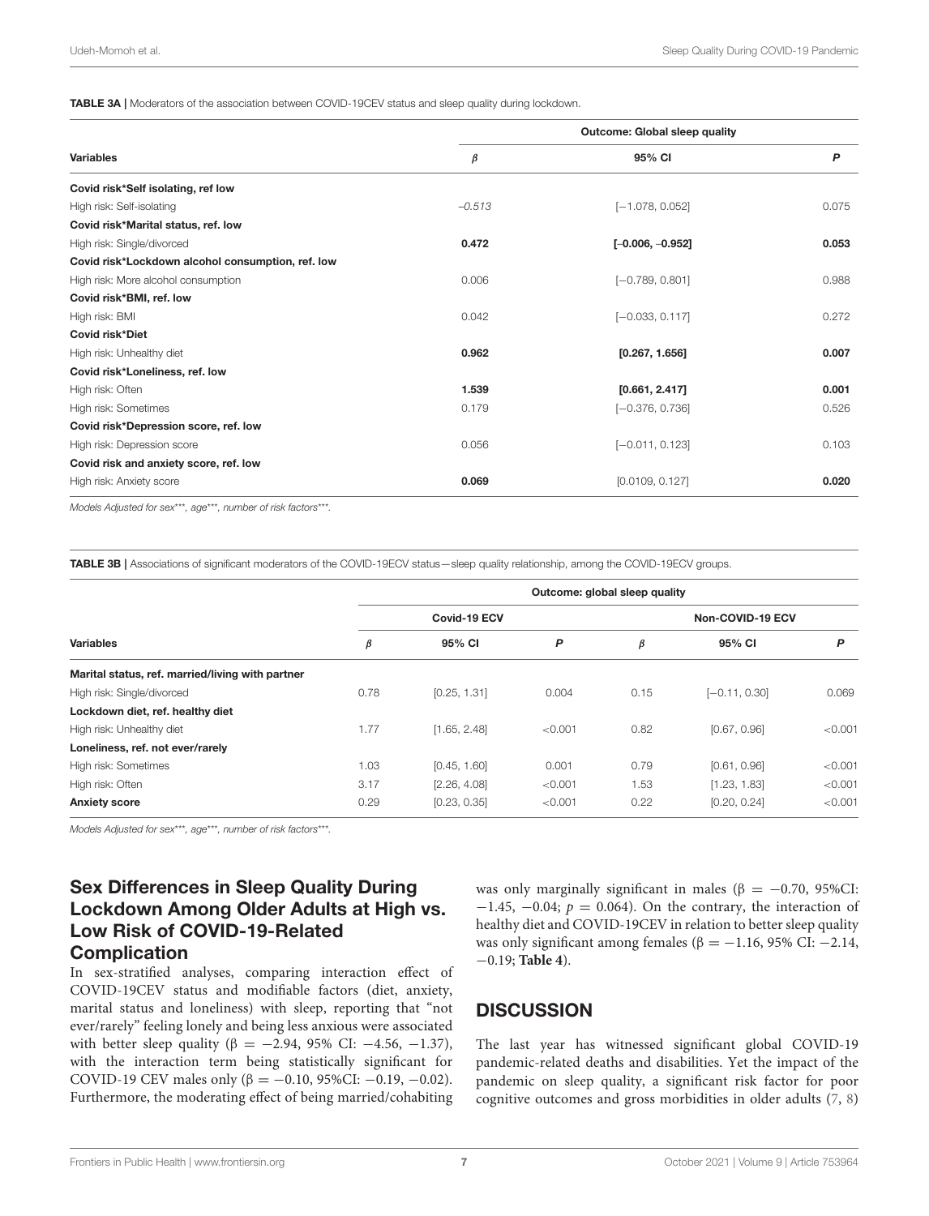**TABLE 3A |** Moderators of the association between COVID-19CEV status and sleep quality during lockdown.

| Variables | Outcome: Global sleep quality | | |
|---|---|---|---|
| | *β* | 95% CI | *P* |
| **Covid risk*Self isolating, ref low** | | | |
| High risk: Self-isolating | *−0.513* | [−1.078, 0.052] | 0.075 |
| **Covid risk*Marital status, ref. low** | | | |
| High risk: Single/divorced | **0.472** | **[−0.006, −0.952]** | **0.053** |
| **Covid risk*Lockdown alcohol consumption, ref. low** | | | |
| High risk: More alcohol consumption | 0.006 | [−0.789, 0.801] | 0.988 |
| **Covid risk*BMI, ref. low** | | | |
| High risk: BMI | 0.042 | [−0.033, 0.117] | 0.272 |
| **Covid risk*Diet** | | | |
| High risk: Unhealthy diet | **0.962** | **[0.267, 1.656]** | **0.007** |
| **Covid risk*Loneliness, ref. low** | | | |
| High risk: Often | **1.539** | **[0.661, 2.417]** | **0.001** |
| High risk: Sometimes | 0.179 | [−0.376, 0.736] | 0.526 |
| **Covid risk*Depression score, ref. low** | | | |
| High risk: Depression score | 0.056 | [−0.011, 0.123] | 0.103 |
| **Covid risk and anxiety score, ref. low** | | | |
| High risk: Anxiety score | **0.069** | [0.0109, 0.127] | **0.020** |

*Models Adjusted for sex***, age***, number of risk factors***.*

**TABLE 3B |** Associations of significant moderators of the COVID-19ECV status—sleep quality relationship, among the COVID-19ECV groups.

| Variables | Outcome: global sleep quality | | | | | |
|---|---|---|---|---|---|---|
| | Covid-19 ECV | | | Non-COVID-19 ECV | | |
| | *β* | 95% CI | *P* | *β* | 95% CI | *P* |
| **Marital status, ref. married/living with partner** | | | | | | |
| High risk: Single/divorced | 0.78 | [0.25, 1.31] | 0.004 | 0.15 | [−0.11, 0.30] | 0.069 |
| **Lockdown diet, ref. healthy diet** | | | | | | |
| High risk: Unhealthy diet | 1.77 | [1.65, 2.48] | <0.001 | 0.82 | [0.67, 0.96] | <0.001 |
| **Loneliness, ref. not ever/rarely** | | | | | | |
| High risk: Sometimes | 1.03 | [0.45, 1.60] | 0.001 | 0.79 | [0.61, 0.96] | <0.001 |
| High risk: Often | 3.17 | [2.26, 4.08] | <0.001 | 1.53 | [1.23, 1.83] | <0.001 |
| **Anxiety score** | 0.29 | [0.23, 0.35] | <0.001 | 0.22 | [0.20, 0.24] | <0.001 |

*Models Adjusted for sex***, age***, number of risk factors***.*

## Sex Differences in Sleep Quality During Lockdown Among Older Adults at High vs. Low Risk of COVID-19-Related Complication

In sex-stratified analyses, comparing interaction effect of COVID-19CEV status and modifiable factors (diet, anxiety, marital status and loneliness) with sleep, reporting that "not ever/rarely" feeling lonely and being less anxious were associated with better sleep quality ($\beta = -2.94$, 95% CI: $-4.56$, $-1.37$), with the interaction term being statistically significant for COVID-19 CEV males only ($\beta = -0.10$, 95%CI: $-0.19$, $-0.02$). Furthermore, the moderating effect of being married/cohabiting was only marginally significant in males ($\beta = -0.70$, 95%CI: $-1.45$, $-0.04$; $p = 0.064$). On the contrary, the interaction of healthy diet and COVID-19CEV in relation to better sleep quality was only significant among females ($\beta = -1.16$, 95% CI: $-2.14$, $-0.19$; **Table 4**).

## DISCUSSION

The last year has witnessed significant global COVID-19 pandemic-related deaths and disabilities. Yet the impact of the pandemic on sleep quality, a significant risk factor for poor cognitive outcomes and gross morbidities in older adults (7, 8)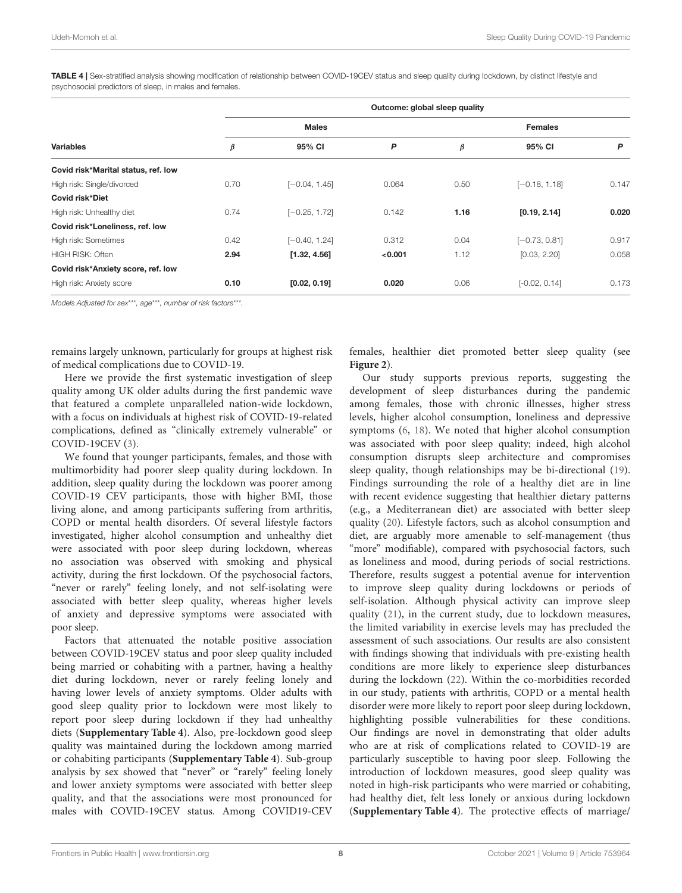**TABLE 4** | Sex-stratified analysis showing modification of relationship between COVID-19CEV status and sleep quality during lockdown, by distinct lifestyle and psychosocial predictors of sleep, in males and females.

| Variables | Outcome: global sleep quality | | | | | |
|---|---|---|---|---|---|---|
| | **Males** | | | **Females** | | |
| | $\beta$ | **95% CI** | ***P*** | $\beta$ | **95% CI** | ***P*** |
| **Covid risk*Marital status, ref. low** | | | | | | |
| High risk: Single/divorced | 0.70 | [−0.04, 1.45] | 0.064 | 0.50 | [−0.18, 1.18] | 0.147 |
| **Covid risk*Diet** | | | | | | |
| High risk: Unhealthy diet | 0.74 | [−0.25, 1.72] | 0.142 | **1.16** | **[0.19, 2.14]** | **0.020** |
| **Covid risk*Loneliness, ref. low** | | | | | | |
| High risk: Sometimes | 0.42 | [−0.40, 1.24] | 0.312 | 0.04 | [−0.73, 0.81] | 0.917 |
| HIGH RISK: Often | **2.94** | **[1.32, 4.56]** | **<0.001** | 1.12 | [0.03, 2.20] | 0.058 |
| **Covid risk*Anxiety score, ref. low** | | | | | | |
| High risk: Anxiety score | **0.10** | **[0.02, 0.19]** | **0.020** | 0.06 | [-0.02, 0.14] | 0.173 |

*Models Adjusted for sex\*\*\*, age\*\*\*, number of risk factors\*\*\*.*

remains largely unknown, particularly for groups at highest risk of medical complications due to COVID-19.

Here we provide the first systematic investigation of sleep quality among UK older adults during the first pandemic wave that featured a complete unparalleled nation-wide lockdown, with a focus on individuals at highest risk of COVID-19-related complications, defined as "clinically extremely vulnerable" or COVID-19CEV (3).

We found that younger participants, females, and those with multimorbidity had poorer sleep quality during lockdown. In addition, sleep quality during the lockdown was poorer among COVID-19 CEV participants, those with higher BMI, those living alone, and among participants suffering from arthritis, COPD or mental health disorders. Of several lifestyle factors investigated, higher alcohol consumption and unhealthy diet were associated with poor sleep during lockdown, whereas no association was observed with smoking and physical activity, during the first lockdown. Of the psychosocial factors, "never or rarely" feeling lonely, and not self-isolating were associated with better sleep quality, whereas higher levels of anxiety and depressive symptoms were associated with poor sleep.

Factors that attenuated the notable positive association between COVID-19CEV status and poor sleep quality included being married or cohabiting with a partner, having a healthy diet during lockdown, never or rarely feeling lonely and having lower levels of anxiety symptoms. Older adults with good sleep quality prior to lockdown were most likely to report poor sleep during lockdown if they had unhealthy diets (**Supplementary Table 4**). Also, pre-lockdown good sleep quality was maintained during the lockdown among married or cohabiting participants (**Supplementary Table 4**). Sub-group analysis by sex showed that "never" or "rarely" feeling lonely and lower anxiety symptoms were associated with better sleep quality, and that the associations were most pronounced for males with COVID-19CEV status. Among COVID19-CEV females, healthier diet promoted better sleep quality (see **Figure 2**).

Our study supports previous reports, suggesting the development of sleep disturbances during the pandemic among females, those with chronic illnesses, higher stress levels, higher alcohol consumption, loneliness and depressive symptoms (6, 18). We noted that higher alcohol consumption was associated with poor sleep quality; indeed, high alcohol consumption disrupts sleep architecture and compromises sleep quality, though relationships may be bi-directional (19). Findings surrounding the role of a healthy diet are in line with recent evidence suggesting that healthier dietary patterns (e.g., a Mediterranean diet) are associated with better sleep quality (20). Lifestyle factors, such as alcohol consumption and diet, are arguably more amenable to self-management (thus "more" modifiable), compared with psychosocial factors, such as loneliness and mood, during periods of social restrictions. Therefore, results suggest a potential avenue for intervention to improve sleep quality during lockdowns or periods of self-isolation. Although physical activity can improve sleep quality (21), in the current study, due to lockdown measures, the limited variability in exercise levels may has precluded the assessment of such associations. Our results are also consistent with findings showing that individuals with pre-existing health conditions are more likely to experience sleep disturbances during the lockdown (22). Within the co-morbidities recorded in our study, patients with arthritis, COPD or a mental health disorder were more likely to report poor sleep during lockdown, highlighting possible vulnerabilities for these conditions. Our findings are novel in demonstrating that older adults who are at risk of complications related to COVID-19 are particularly susceptible to having poor sleep. Following the introduction of lockdown measures, good sleep quality was noted in high-risk participants who were married or cohabiting, had healthy diet, felt less lonely or anxious during lockdown (**Supplementary Table 4**). The protective effects of marriage/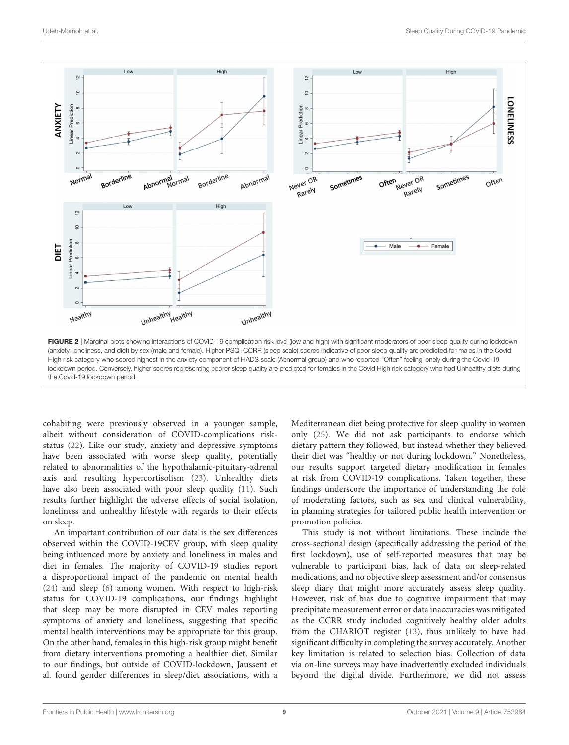FIGURE 2 | Marginal plots showing interactions of COVID-19 complication risk level (low and high) with significant moderators of poor sleep quality during lockdown (anxiety, loneliness, and diet) by sex (male and female). Higher PSQI-CCRR (sleep scale) scores indicative of poor sleep quality are predicted for males in the Covid High risk category who scored highest in the anxiety component of HADS scale (Abnormal group) and who reported "Often" feeling lonely during the Covid-19 lockdown period. Conversely, higher scores representing poorer sleep quality are predicted for females in the Covid High risk category who had Unhealthy diets during the Covid-19 lockdown period.

cohabiting were previously observed in a younger sample, albeit without consideration of COVID-complications risk-status (22). Like our study, anxiety and depressive symptoms have been associated with worse sleep quality, potentially related to abnormalities of the hypothalamic-pituitary-adrenal axis and resulting hypercortisolism (23). Unhealthy diets have also been associated with poor sleep quality (11). Such results further highlight the adverse effects of social isolation, loneliness and unhealthy lifestyle with regards to their effects on sleep.

An important contribution of our data is the sex differences observed within the COVID-19CEV group, with sleep quality being influenced more by anxiety and loneliness in males and diet in females. The majority of COVID-19 studies report a disproportional impact of the pandemic on mental health (24) and sleep (6) among women. With respect to high-risk status for COVID-19 complications, our findings highlight that sleep may be more disrupted in CEV males reporting symptoms of anxiety and loneliness, suggesting that specific mental health interventions may be appropriate for this group. On the other hand, females in this high-risk group might benefit from dietary interventions promoting a healthier diet. Similar to our findings, but outside of COVID-lockdown, Jaussent et al. found gender differences in sleep/diet associations, with a Mediterranean diet being protective for sleep quality in women only (25). We did not ask participants to endorse which dietary pattern they followed, but instead whether they believed their diet was "healthy or not during lockdown." Nonetheless, our results support targeted dietary modification in females at risk from COVID-19 complications. Taken together, these findings underscore the importance of understanding the role of moderating factors, such as sex and clinical vulnerability, in planning strategies for tailored public health intervention or promotion policies.

This study is not without limitations. These include the cross-sectional design (specifically addressing the period of the first lockdown), use of self-reported measures that may be vulnerable to participant bias, lack of data on sleep-related medications, and no objective sleep assessment and/or consensus sleep diary that might more accurately assess sleep quality. However, risk of bias due to cognitive impairment that may precipitate measurement error or data inaccuracies was mitigated as the CCRR study included cognitively healthy older adults from the CHARIOT register (13), thus unlikely to have had significant difficulty in completing the survey accurately. Another key limitation is related to selection bias. Collection of data via on-line surveys may have inadvertently excluded individuals beyond the digital divide. Furthermore, we did not assess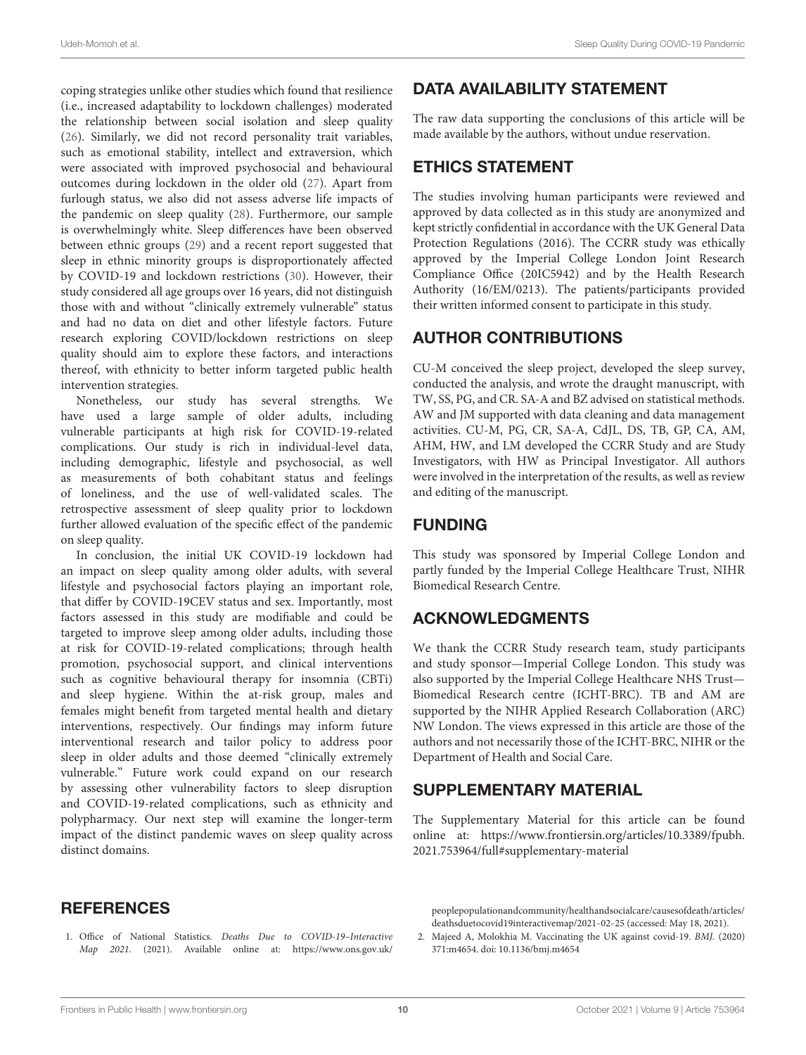coping strategies unlike other studies which found that resilience (i.e., increased adaptability to lockdown challenges) moderated the relationship between social isolation and sleep quality (26). Similarly, we did not record personality trait variables, such as emotional stability, intellect and extraversion, which were associated with improved psychosocial and behavioural outcomes during lockdown in the older old (27). Apart from furlough status, we also did not assess adverse life impacts of the pandemic on sleep quality (28). Furthermore, our sample is overwhelmingly white. Sleep differences have been observed between ethnic groups (29) and a recent report suggested that sleep in ethnic minority groups is disproportionately affected by COVID-19 and lockdown restrictions (30). However, their study considered all age groups over 16 years, did not distinguish those with and without "clinically extremely vulnerable" status and had no data on diet and other lifestyle factors. Future research exploring COVID/lockdown restrictions on sleep quality should aim to explore these factors, and interactions thereof, with ethnicity to better inform targeted public health intervention strategies.

Nonetheless, our study has several strengths. We have used a large sample of older adults, including vulnerable participants at high risk for COVID-19-related complications. Our study is rich in individual-level data, including demographic, lifestyle and psychosocial, as well as measurements of both cohabitant status and feelings of loneliness, and the use of well-validated scales. The retrospective assessment of sleep quality prior to lockdown further allowed evaluation of the specific effect of the pandemic on sleep quality.

In conclusion, the initial UK COVID-19 lockdown had an impact on sleep quality among older adults, with several lifestyle and psychosocial factors playing an important role, that differ by COVID-19CEV status and sex. Importantly, most factors assessed in this study are modifiable and could be targeted to improve sleep among older adults, including those at risk for COVID-19-related complications; through health promotion, psychosocial support, and clinical interventions such as cognitive behavioural therapy for insomnia (CBTi) and sleep hygiene. Within the at-risk group, males and females might benefit from targeted mental health and dietary interventions, respectively. Our findings may inform future interventional research and tailor policy to address poor sleep in older adults and those deemed "clinically extremely vulnerable." Future work could expand on our research by assessing other vulnerability factors to sleep disruption and COVID-19-related complications, such as ethnicity and polypharmacy. Our next step will examine the longer-term impact of the distinct pandemic waves on sleep quality across distinct domains.

## DATA AVAILABILITY STATEMENT

The raw data supporting the conclusions of this article will be made available by the authors, without undue reservation.

## ETHICS STATEMENT

The studies involving human participants were reviewed and approved by data collected as in this study are anonymized and kept strictly confidential in accordance with the UK General Data Protection Regulations (2016). The CCRR study was ethically approved by the Imperial College London Joint Research Compliance Office (20IC5942) and by the Health Research Authority (16/EM/0213). The patients/participants provided their written informed consent to participate in this study.

## AUTHOR CONTRIBUTIONS

CU-M conceived the sleep project, developed the sleep survey, conducted the analysis, and wrote the draught manuscript, with TW, SS, PG, and CR. SA-A and BZ advised on statistical methods. AW and JM supported with data cleaning and data management activities. CU-M, PG, CR, SA-A, CdJL, DS, TB, GP, CA, AM, AHM, HW, and LM developed the CCRR Study and are Study Investigators, with HW as Principal Investigator. All authors were involved in the interpretation of the results, as well as review and editing of the manuscript.

## FUNDING

This study was sponsored by Imperial College London and partly funded by the Imperial College Healthcare Trust, NIHR Biomedical Research Centre.

## ACKNOWLEDGMENTS

We thank the CCRR Study research team, study participants and study sponsor—Imperial College London. This study was also supported by the Imperial College Healthcare NHS Trust—Biomedical Research centre (ICHT-BRC). TB and AM are supported by the NIHR Applied Research Collaboration (ARC) NW London. The views expressed in this article are those of the authors and not necessarily those of the ICHT-BRC, NIHR or the Department of Health and Social Care.

## SUPPLEMENTARY MATERIAL

The Supplementary Material for this article can be found online at: https://www.frontiersin.org/articles/10.3389/fpubh.2021.753964/full#supplementary-material

## REFERENCES

1. Office of National Statistics. *Deaths Due to COVID-19–Interactive Map 2021*. (2021). Available online at: https://www.ons.gov.uk/peoplepopulationandcommunity/healthandsocialcare/causesofdeath/articles/deathsduetocovid19interactivemap/2021-02-25 (accessed: May 18, 2021).
2. Majeed A, Molokhia M. Vaccinating the UK against covid-19. *BMJ*. (2020) 371:m4654. doi: 10.1136/bmj.m4654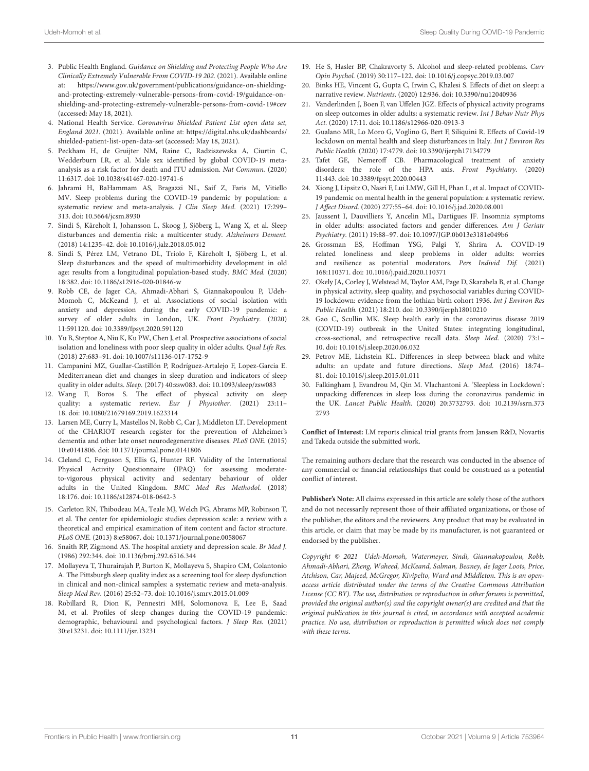3. Public Health England. *Guidance on Shielding and Protecting People Who Are Clinically Extremely Vulnerable From COVID-19 202.* (2021). Available online at: https://www.gov.uk/government/publications/guidance-on-shielding-and-protecting-extremely-vulnerable-persons-from-covid-19/guidance-on-shielding-and-protecting-extremely-vulnerable-persons-from-covid-19#cev (accessed: May 18, 2021).
4. National Health Service. *Coronavirus Shielded Patient List open data set, England 2021.* (2021). Available online at: https://digital.nhs.uk/dashboards/shielded-patient-list-open-data-set (accessed: May 18, 2021).
5. Peckham H, de Gruijter NM, Raine C, Radziszewska A, Ciurtin C, Wedderburn LR, et al. Male sex identified by global COVID-19 meta-analysis as a risk factor for death and ITU admission. *Nat Commun.* (2020) 11:6317. doi: 10.1038/s41467-020-19741-6
6. Jahrami H, BaHammam AS, Bragazzi NL, Saif Z, Faris M, Vitiello MV. Sleep problems during the COVID-19 pandemic by population: a systematic review and meta-analysis. *J Clin Sleep Med.* (2021) 17:299–313. doi: 10.5664/jcsm.8930
7. Sindi S, Kåreholt I, Johansson L, Skoog J, Sjöberg L, Wang X, et al. Sleep disturbances and dementia risk: a multicenter study. *Alzheimers Dement.* (2018) 14:1235–42. doi: 10.1016/j.jalz.2018.05.012
8. Sindi S, Pérez LM, Vetrano DL, Triolo F, Kåreholt I, Sjöberg L, et al. Sleep disturbances and the speed of multimorbidity development in old age: results from a longitudinal population-based study. *BMC Med.* (2020) 18:382. doi: 10.1186/s12916-020-01846-w
9. Robb CE, de Jager CA, Ahmadi-Abhari S, Giannakopoulou P, Udeh-Momoh C, McKeand J, et al. Associations of social isolation with anxiety and depression during the early COVID-19 pandemic: a survey of older adults in London, UK. *Front Psychiatry.* (2020) 11:591120. doi: 10.3389/fpsyt.2020.591120
10. Yu B, Steptoe A, Niu K, Ku PW, Chen J, et al. Prospective associations of social isolation and loneliness with poor sleep quality in older adults. *Qual Life Res.* (2018) 27:683–91. doi: 10.1007/s11136-017-1752-9
11. Campanini MZ, Guallar-Castillón P, Rodríguez-Artalejo F, Lopez-Garcia E. Mediterranean diet and changes in sleep duration and indicators of sleep quality in older adults. *Sleep.* (2017) 40:zsw083. doi: 10.1093/sleep/zsw083
12. Wang F, Boros S. The effect of physical activity on sleep quality: a systematic review. *Eur J Physiother.* (2021) 23:11–18. doi: 10.1080/21679169.2019.1623314
13. Larsen ME, Curry L, Mastellos N, Robb C, Car J, Middleton LT. Development of the CHARIOT research register for the prevention of Alzheimer's dementia and other late onset neurodegenerative diseases. *PLoS ONE.* (2015) 10:e0141806. doi: 10.1371/journal.pone.0141806
14. Cleland C, Ferguson S, Ellis G, Hunter RF. Validity of the International Physical Activity Questionnaire (IPAQ) for assessing moderate-to-vigorous physical activity and sedentary behaviour of older adults in the United Kingdom. *BMC Med Res Methodol.* (2018) 18:176. doi: 10.1186/s12874-018-0642-3
15. Carleton RN, Thibodeau MA, Teale MJ, Welch PG, Abrams MP, Robinson T, et al. The center for epidemiologic studies depression scale: a review with a theoretical and empirical examination of item content and factor structure. *PLoS ONE.* (2013) 8:e58067. doi: 10.1371/journal.pone.0058067
16. Snaith RP, Zigmond AS. The hospital anxiety and depression scale. *Br Med J.* (1986) 292:344. doi: 10.1136/bmj.292.6516.344
17. Mollayeva T, Thurairajah P, Burton K, Mollayeva S, Shapiro CM, Colantonio A. The Pittsburgh sleep quality index as a screening tool for sleep dysfunction in clinical and non-clinical samples: a systematic review and meta-analysis. *Sleep Med Rev.* (2016) 25:52–73. doi: 10.1016/j.smrv.2015.01.009
18. Robillard R, Dion K, Pennestri MH, Solomonova E, Lee E, Saad M, et al. Profiles of sleep changes during the COVID-19 pandemic: demographic, behavioural and psychological factors. *J Sleep Res.* (2021) 30:e13231. doi: 10.1111/jsr.13231
19. He S, Hasler BP, Chakravorty S. Alcohol and sleep-related problems. *Curr Opin Psychol.* (2019) 30:117–122. doi: 10.1016/j.copsyc.2019.03.007
20. Binks HE, Vincent G, Gupta C, Irwin C, Khalesi S. Effects of diet on sleep: a narrative review. *Nutrients.* (2020) 12:936. doi: 10.3390/nu12040936
21. Vanderlinden J, Boen F, van Uffelen JGZ. Effects of physical activity programs on sleep outcomes in older adults: a systematic review. *Int J Behav Nutr Phys Act.* (2020) 17:11. doi: 10.1186/s12966-020-0913-3
22. Gualano MR, Lo Moro G, Voglino G, Bert F, Siliquini R. Effects of Covid-19 lockdown on mental health and sleep disturbances in Italy. *Int J Environ Res Public Health.* (2020) 17:4779. doi: 10.3390/ijerph17134779
23. Tafet GE, Nemeroff CB. Pharmacological treatment of anxiety disorders: the role of the HPA axis. *Front Psychiatry.* (2020) 11:443. doi: 10.3389/fpsyt.2020.00443
24. Xiong J, Lipsitz O, Nasri F, Lui LMW, Gill H, Phan L, et al. Impact of COVID-19 pandemic on mental health in the general population: a systematic review. *J Affect Disord.* (2020) 277:55–64. doi: 10.1016/j.jad.2020.08.001
25. Jaussent I, Dauvilliers Y, Ancelin ML, Dartigues JF. Insomnia symptoms in older adults: associated factors and gender differences. *Am J Geriatr Psychiatry.* (2011) 19:88–97. doi: 10.1097/JGP.0b013e3181e049b6
26. Grossman ES, Hoffman YSG, Palgi Y, Shrira A. COVID-19 related loneliness and sleep problems in older adults: worries and resilience as potential moderators. *Pers Individ Dif.* (2021) 168:110371. doi: 10.1016/j.paid.2020.110371
27. Okely JA, Corley J, Welstead M, Taylor AM, Page D, Skarabela B, et al. Change in physical activity, sleep quality, and psychosocial variables during COVID-19 lockdown: evidence from the lothian birth cohort 1936. *Int J Environ Res Public Health.* (2021) 18:210. doi: 10.3390/ijerph18010210
28. Gao C, Scullin MK. Sleep health early in the coronavirus disease 2019 (COVID-19) outbreak in the United States: integrating longitudinal, cross-sectional, and retrospective recall data. *Sleep Med.* (2020) 73:1–10. doi: 10.1016/j.sleep.2020.06.032
29. Petrov ME, Lichstein KL. Differences in sleep between black and white adults: an update and future directions. *Sleep Med.* (2016) 18:74–81. doi: 10.1016/j.sleep.2015.01.011
30. Falkingham J, Evandrou M, Qin M. Vlachantoni A. 'Sleepless in Lockdown': unpacking differences in sleep loss during the coronavirus pandemic in the UK. *Lancet Public Health.* (2020) 20:3732793. doi: 10.2139/ssrn.3732793

**Conflict of Interest:** LM reports clinical trial grants from Janssen R&D, Novartis and Takeda outside the submitted work.

The remaining authors declare that the research was conducted in the absence of any commercial or financial relationships that could be construed as a potential conflict of interest.

**Publisher's Note:** All claims expressed in this article are solely those of the authors and do not necessarily represent those of their affiliated organizations, or those of the publisher, the editors and the reviewers. Any product that may be evaluated in this article, or claim that may be made by its manufacturer, is not guaranteed or endorsed by the publisher.

*Copyright © 2021 Udeh-Momoh, Watermeyer, Sindi, Giannakopoulou, Robb, Ahmadi-Abhari, Zheng, Waheed, McKeand, Salman, Beaney, de Jager Loots, Price, Atchison, Car, Majeed, McGregor, Kivipelto, Ward and Middleton. This is an open-access article distributed under the terms of the Creative Commons Attribution License (CC BY). The use, distribution or reproduction in other forums is permitted, provided the original author(s) and the copyright owner(s) are credited and that the original publication in this journal is cited, in accordance with accepted academic practice. No use, distribution or reproduction is permitted which does not comply with these terms.*